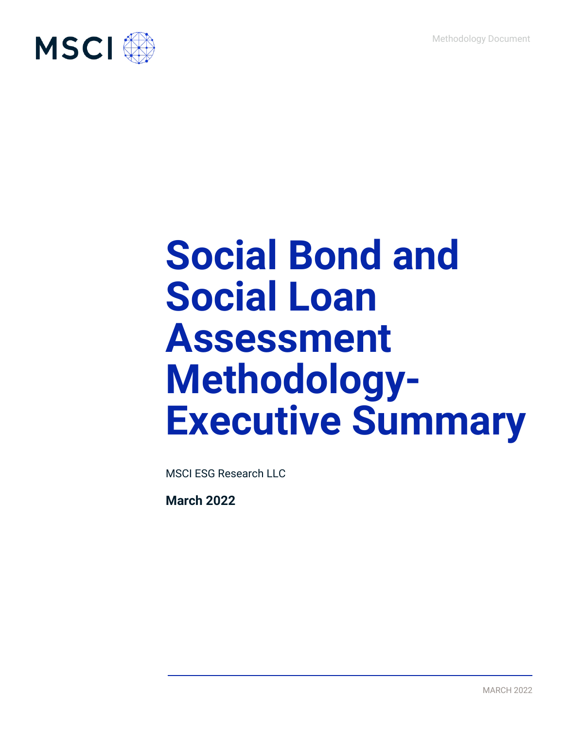# Social Bond and Social Loan Assessment Methodology-Executive Summary

MSCI ESG Research LLC

**March 2022**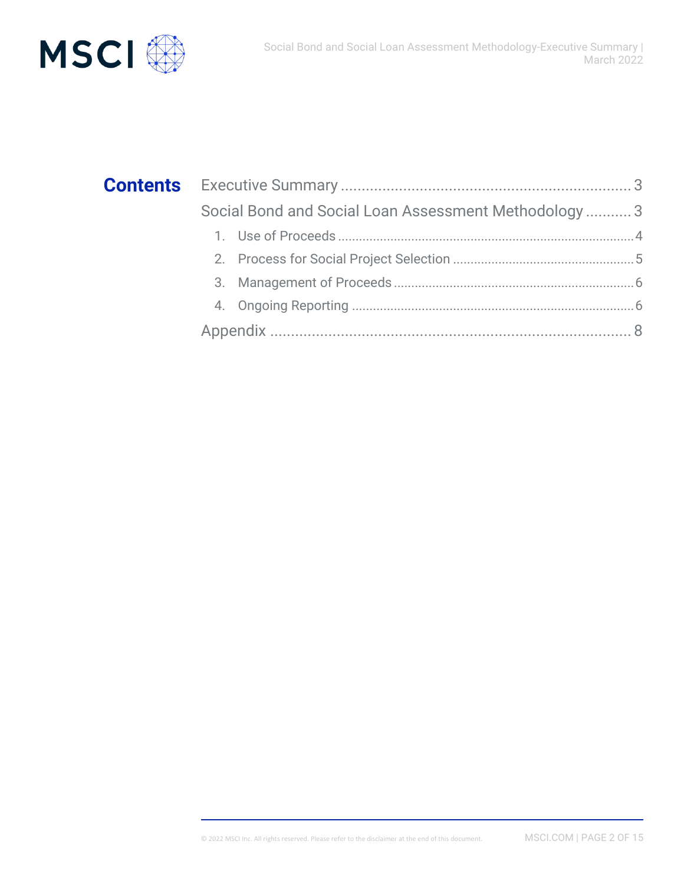# Contents

Executive Summary ........................................................................ 3

Social Bond and Social Loan Assessment Methodology ........... 3

1. Use of Proceeds ........................................................................ 4
2. Process for Social Project Selection ........................................ 5
3. Management of Proceeds ......................................................... 6
4. Ongoing Reporting .................................................................... 6

Appendix ........................................................................................ 8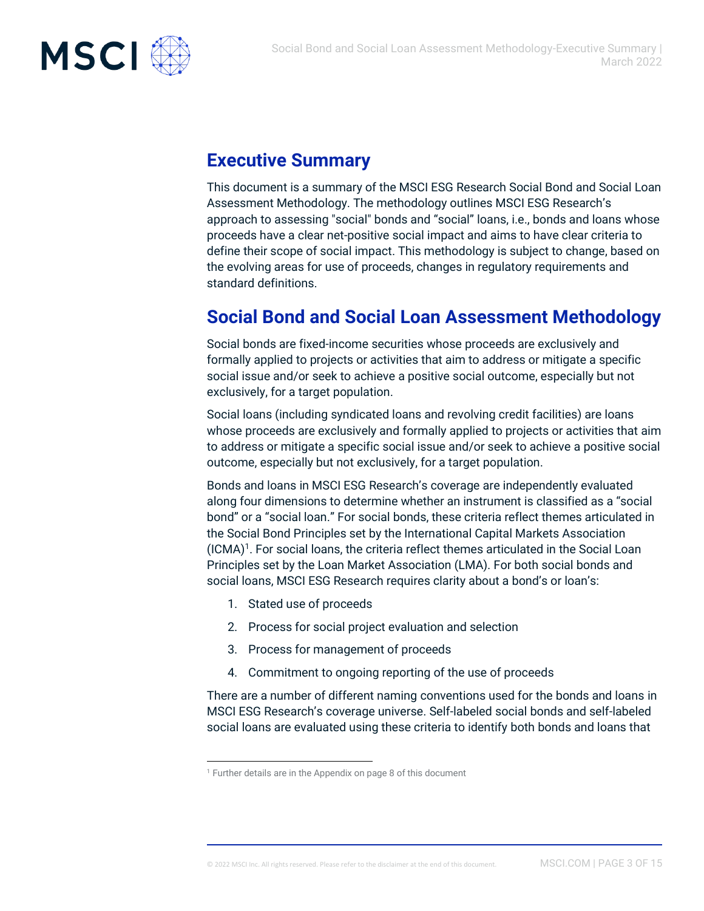## Executive Summary

This document is a summary of the MSCI ESG Research Social Bond and Social Loan Assessment Methodology. The methodology outlines MSCI ESG Research's approach to assessing "social" bonds and "social" loans, i.e., bonds and loans whose proceeds have a clear net-positive social impact and aims to have clear criteria to define their scope of social impact. This methodology is subject to change, based on the evolving areas for use of proceeds, changes in regulatory requirements and standard definitions.

## Social Bond and Social Loan Assessment Methodology

Social bonds are fixed-income securities whose proceeds are exclusively and formally applied to projects or activities that aim to address or mitigate a specific social issue and/or seek to achieve a positive social outcome, especially but not exclusively, for a target population.

Social loans (including syndicated loans and revolving credit facilities) are loans whose proceeds are exclusively and formally applied to projects or activities that aim to address or mitigate a specific social issue and/or seek to achieve a positive social outcome, especially but not exclusively, for a target population.

Bonds and loans in MSCI ESG Research's coverage are independently evaluated along four dimensions to determine whether an instrument is classified as a "social bond" or a "social loan." For social bonds, these criteria reflect themes articulated in the Social Bond Principles set by the International Capital Markets Association (ICMA)[1]. For social loans, the criteria reflect themes articulated in the Social Loan Principles set by the Loan Market Association (LMA). For both social bonds and social loans, MSCI ESG Research requires clarity about a bond's or loan's:

1. Stated use of proceeds
2. Process for social project evaluation and selection
3. Process for management of proceeds
4. Commitment to ongoing reporting of the use of proceeds

There are a number of different naming conventions used for the bonds and loans in MSCI ESG Research's coverage universe. Self-labeled social bonds and self-labeled social loans are evaluated using these criteria to identify both bonds and loans that

[1] Further details are in the Appendix on page 8 of this document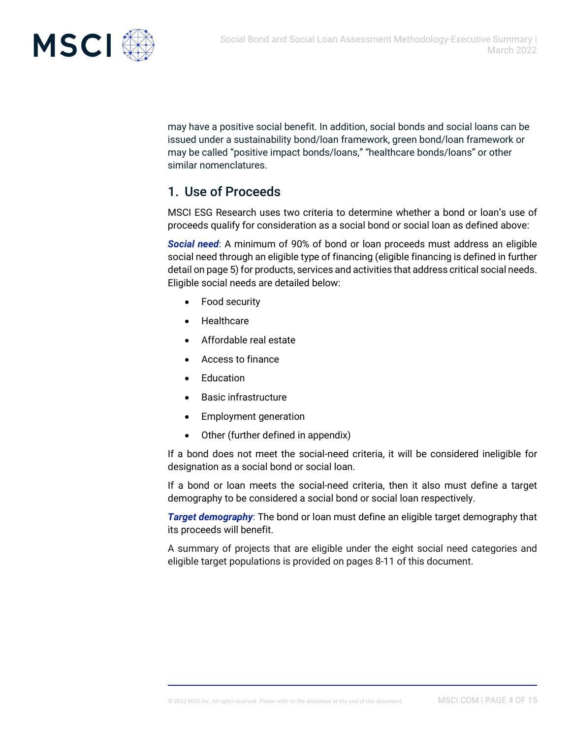may have a positive social benefit. In addition, social bonds and social loans can be issued under a sustainability bond/loan framework, green bond/loan framework or may be called “positive impact bonds/loans,” “healthcare bonds/loans” or other similar nomenclatures.

## 1. Use of Proceeds

MSCI ESG Research uses two criteria to determine whether a bond or loan’s use of proceeds qualify for consideration as a social bond or social loan as defined above:

***Social need***: A minimum of 90% of bond or loan proceeds must address an eligible social need through an eligible type of financing (eligible financing is defined in further detail on page 5) for products, services and activities that address critical social needs. Eligible social needs are detailed below:

- Food security
- Healthcare
- Affordable real estate
- Access to finance
- Education
- Basic infrastructure
- Employment generation
- Other (further defined in appendix)

If a bond does not meet the social-need criteria, it will be considered ineligible for designation as a social bond or social loan.

If a bond or loan meets the social-need criteria, then it also must define a target demography to be considered a social bond or social loan respectively.

***Target demography***: The bond or loan must define an eligible target demography that its proceeds will benefit.

A summary of projects that are eligible under the eight social need categories and eligible target populations is provided on pages 8-11 of this document.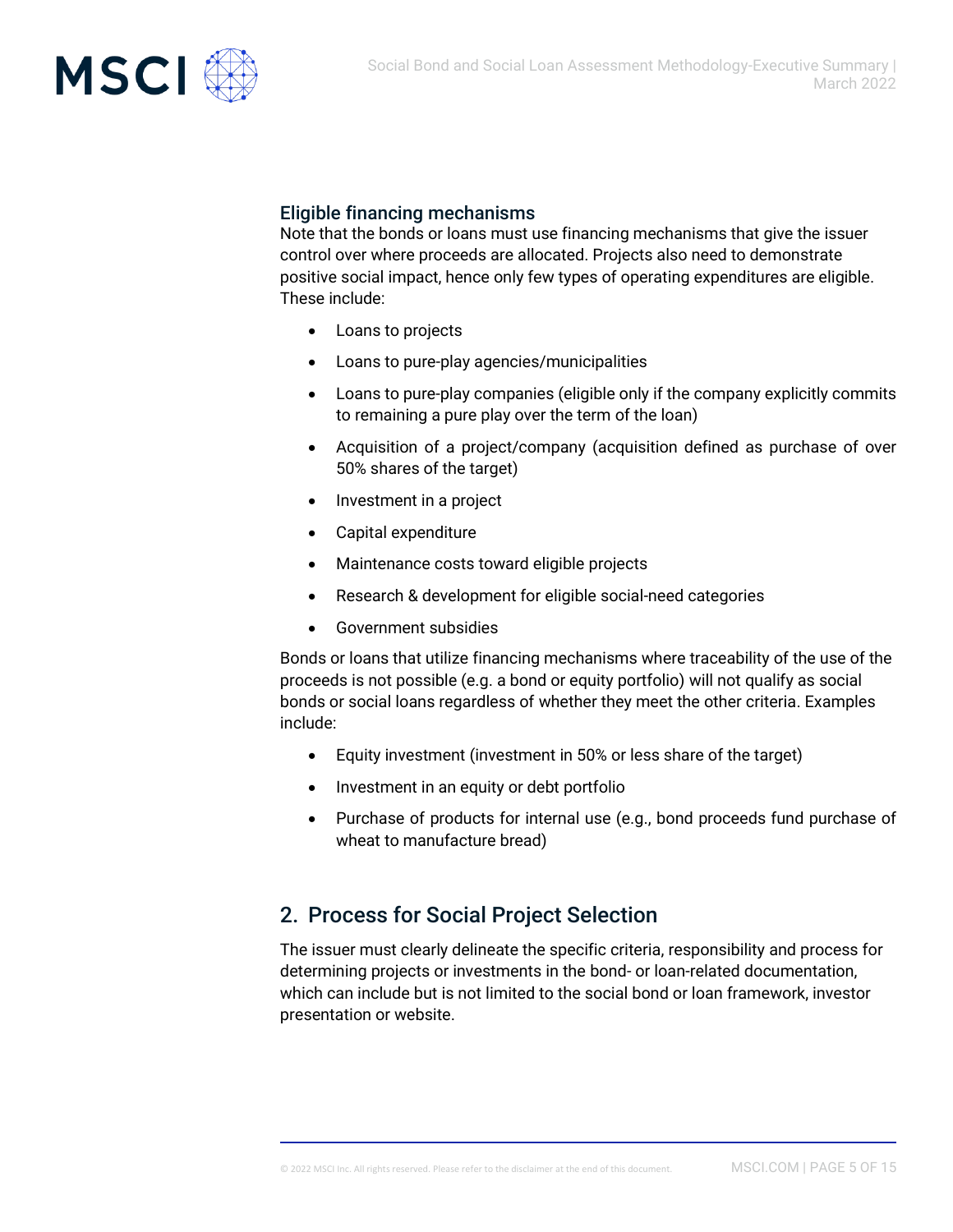### Eligible financing mechanisms

Note that the bonds or loans must use financing mechanisms that give the issuer control over where proceeds are allocated. Projects also need to demonstrate positive social impact, hence only few types of operating expenditures are eligible. These include:

- Loans to projects
- Loans to pure-play agencies/municipalities
- Loans to pure-play companies (eligible only if the company explicitly commits to remaining a pure play over the term of the loan)
- Acquisition of a project/company (acquisition defined as purchase of over 50% shares of the target)
- Investment in a project
- Capital expenditure
- Maintenance costs toward eligible projects
- Research & development for eligible social-need categories
- Government subsidies

Bonds or loans that utilize financing mechanisms where traceability of the use of the proceeds is not possible (e.g. a bond or equity portfolio) will not qualify as social bonds or social loans regardless of whether they meet the other criteria. Examples include:

- Equity investment (investment in 50% or less share of the target)
- Investment in an equity or debt portfolio
- Purchase of products for internal use (e.g., bond proceeds fund purchase of wheat to manufacture bread)

## 2. Process for Social Project Selection

The issuer must clearly delineate the specific criteria, responsibility and process for determining projects or investments in the bond- or loan-related documentation, which can include but is not limited to the social bond or loan framework, investor presentation or website.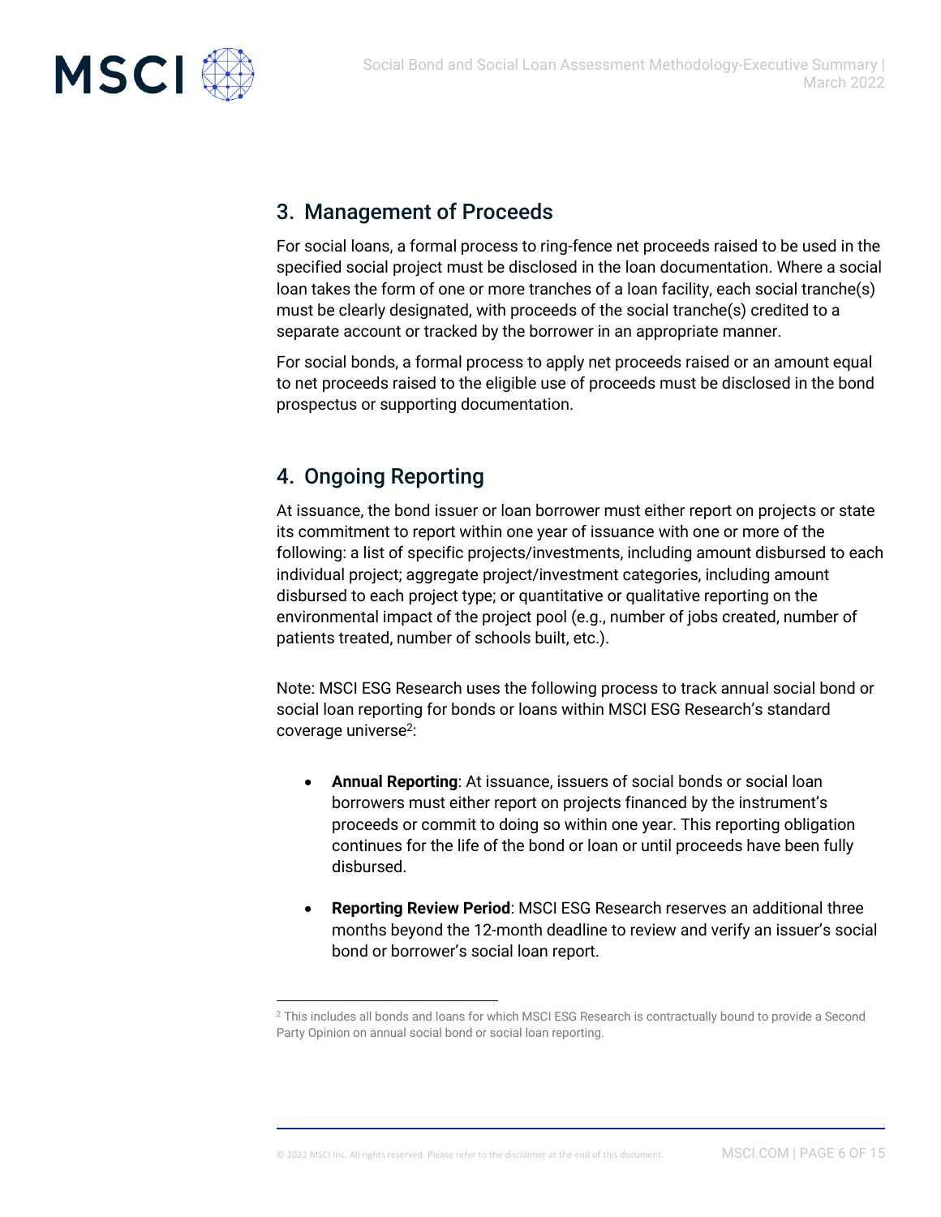## 3. Management of Proceeds

For social loans, a formal process to ring-fence net proceeds raised to be used in the specified social project must be disclosed in the loan documentation. Where a social loan takes the form of one or more tranches of a loan facility, each social tranche(s) must be clearly designated, with proceeds of the social tranche(s) credited to a separate account or tracked by the borrower in an appropriate manner.

For social bonds, a formal process to apply net proceeds raised or an amount equal to net proceeds raised to the eligible use of proceeds must be disclosed in the bond prospectus or supporting documentation.

## 4. Ongoing Reporting

At issuance, the bond issuer or loan borrower must either report on projects or state its commitment to report within one year of issuance with one or more of the following: a list of specific projects/investments, including amount disbursed to each individual project; aggregate project/investment categories, including amount disbursed to each project type; or quantitative or qualitative reporting on the environmental impact of the project pool (e.g., number of jobs created, number of patients treated, number of schools built, etc.).

Note: MSCI ESG Research uses the following process to track annual social bond or social loan reporting for bonds or loans within MSCI ESG Research's standard coverage universe[2]:

- **Annual Reporting**: At issuance, issuers of social bonds or social loan borrowers must either report on projects financed by the instrument's proceeds or commit to doing so within one year. This reporting obligation continues for the life of the bond or loan or until proceeds have been fully disbursed.
- **Reporting Review Period**: MSCI ESG Research reserves an additional three months beyond the 12-month deadline to review and verify an issuer's social bond or borrower's social loan report.

[2] This includes all bonds and loans for which MSCI ESG Research is contractually bound to provide a Second Party Opinion on annual social bond or social loan reporting.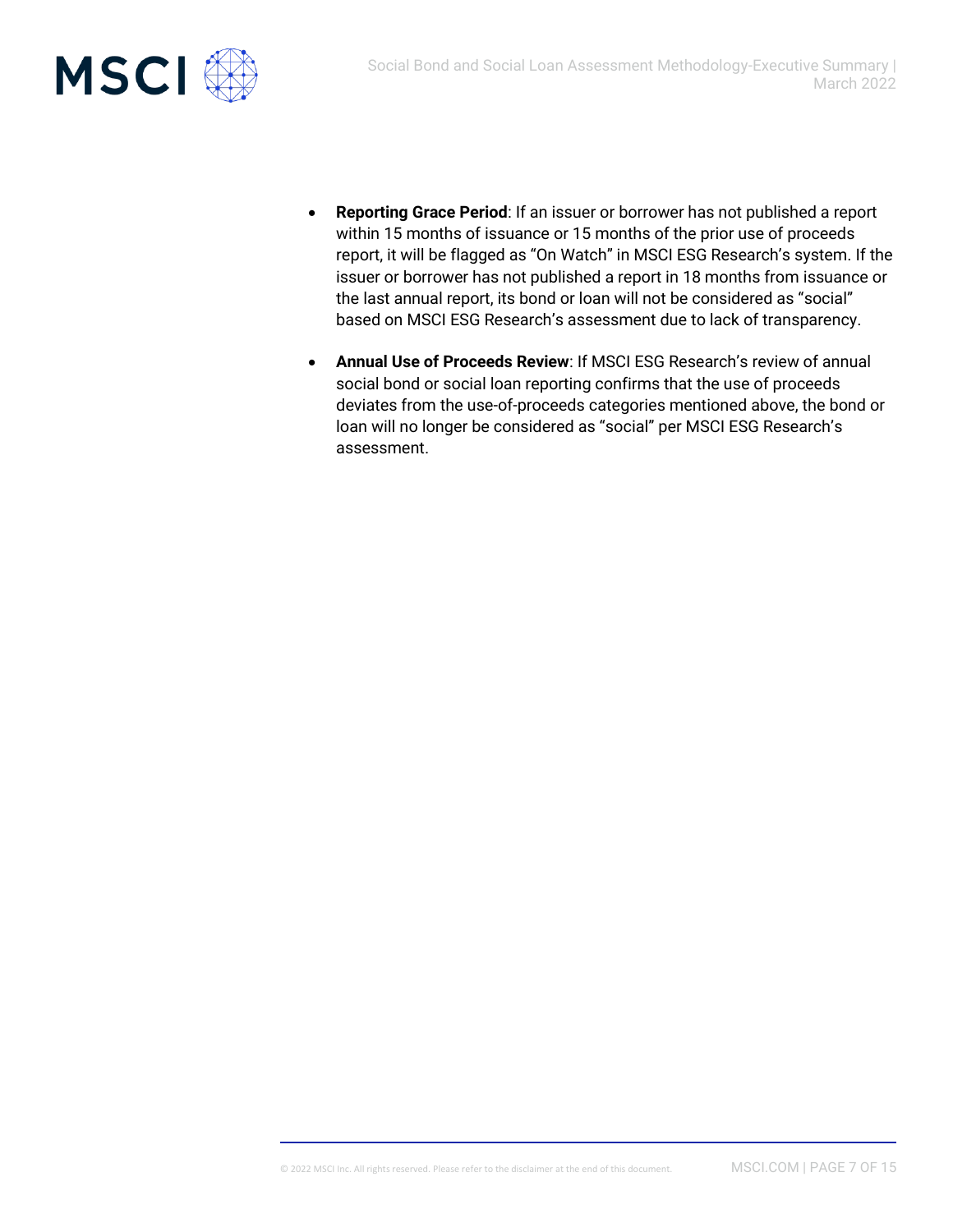- **Reporting Grace Period**: If an issuer or borrower has not published a report within 15 months of issuance or 15 months of the prior use of proceeds report, it will be flagged as "On Watch" in MSCI ESG Research's system. If the issuer or borrower has not published a report in 18 months from issuance or the last annual report, its bond or loan will not be considered as "social" based on MSCI ESG Research's assessment due to lack of transparency.

- **Annual Use of Proceeds Review**: If MSCI ESG Research's review of annual social bond or social loan reporting confirms that the use of proceeds deviates from the use-of-proceeds categories mentioned above, the bond or loan will no longer be considered as "social" per MSCI ESG Research's assessment.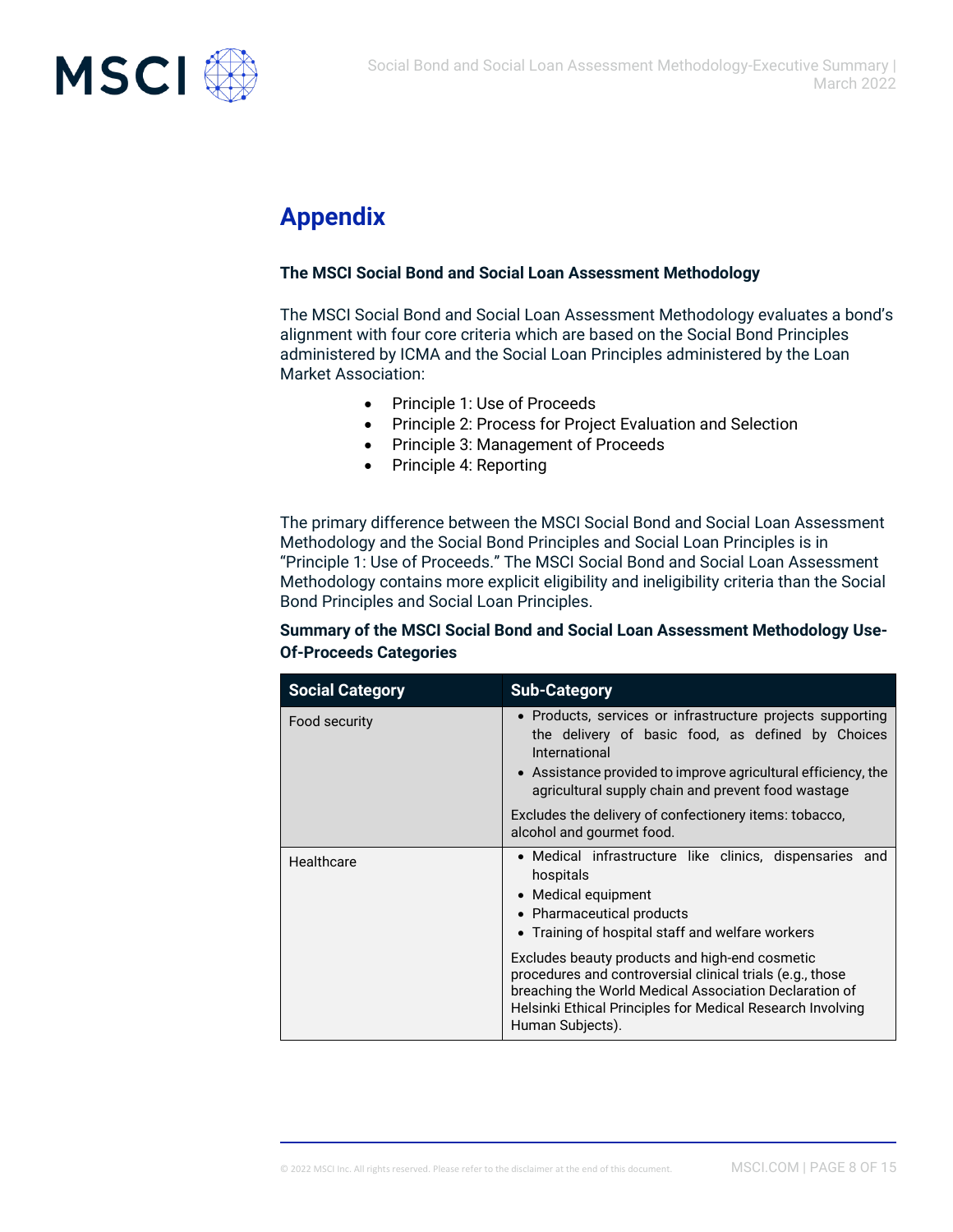# Appendix

**The MSCI Social Bond and Social Loan Assessment Methodology**

The MSCI Social Bond and Social Loan Assessment Methodology evaluates a bond's alignment with four core criteria which are based on the Social Bond Principles administered by ICMA and the Social Loan Principles administered by the Loan Market Association:

- Principle 1: Use of Proceeds
- Principle 2: Process for Project Evaluation and Selection
- Principle 3: Management of Proceeds
- Principle 4: Reporting

The primary difference between the MSCI Social Bond and Social Loan Assessment Methodology and the Social Bond Principles and Social Loan Principles is in "Principle 1: Use of Proceeds." The MSCI Social Bond and Social Loan Assessment Methodology contains more explicit eligibility and ineligibility criteria than the Social Bond Principles and Social Loan Principles.

**Summary of the MSCI Social Bond and Social Loan Assessment Methodology Use-Of-Proceeds Categories**

| Social Category | Sub-Category |
|---|---|
| Food security | • Products, services or infrastructure projects supporting the delivery of basic food, as defined by Choices International<br>• Assistance provided to improve agricultural efficiency, the agricultural supply chain and prevent food wastage<br><br>Excludes the delivery of confectionery items: tobacco, alcohol and gourmet food. |
| Healthcare | • Medical infrastructure like clinics, dispensaries and hospitals<br>• Medical equipment<br>• Pharmaceutical products<br>• Training of hospital staff and welfare workers<br><br>Excludes beauty products and high-end cosmetic procedures and controversial clinical trials (e.g., those breaching the World Medical Association Declaration of Helsinki Ethical Principles for Medical Research Involving Human Subjects). |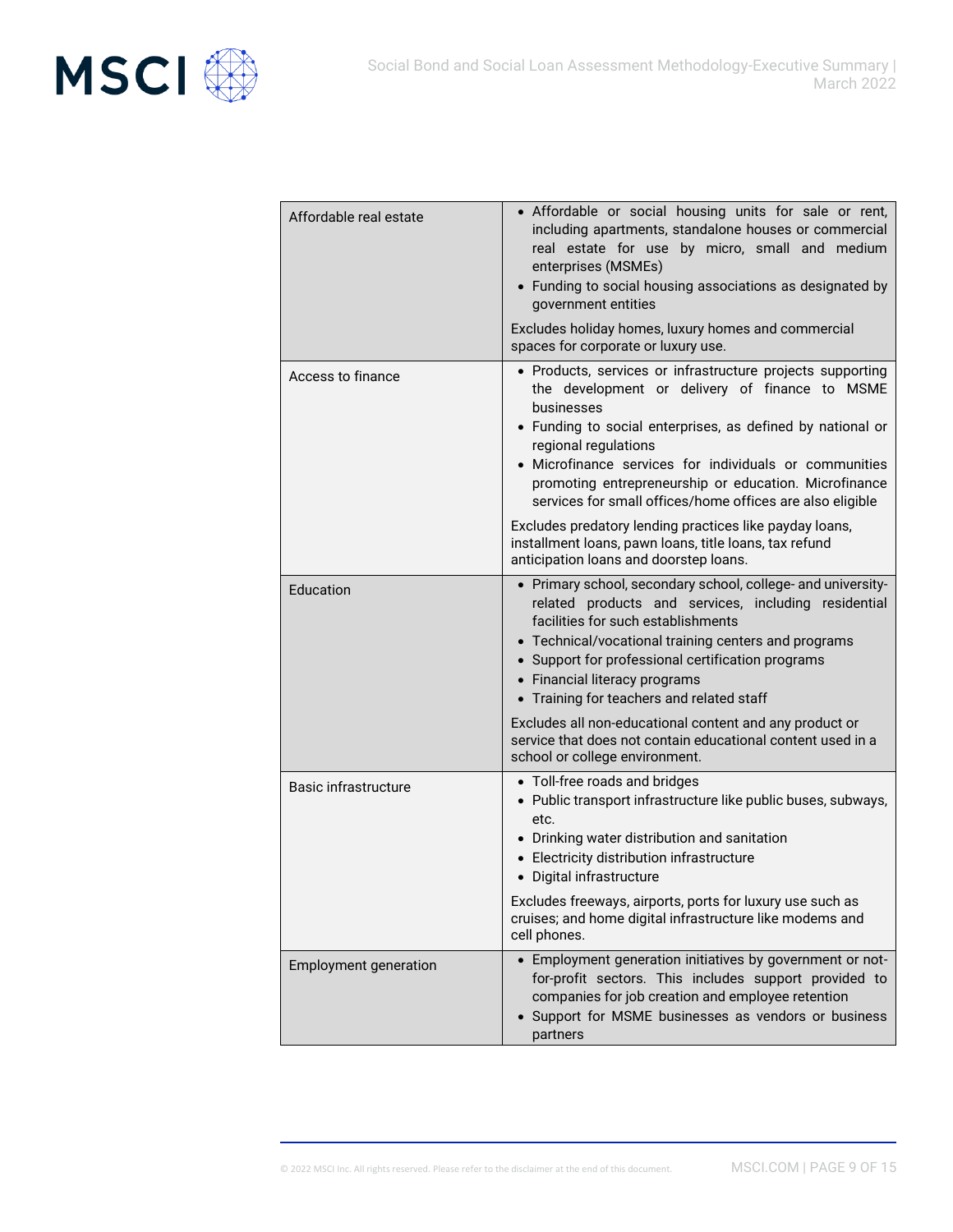| | |
|---|---|
| Affordable real estate | • Affordable or social housing units for sale or rent, including apartments, standalone houses or commercial real estate for use by micro, small and medium enterprises (MSMEs)<br>• Funding to social housing associations as designated by government entities<br><br>Excludes holiday homes, luxury homes and commercial spaces for corporate or luxury use. |
| Access to finance | • Products, services or infrastructure projects supporting the development or delivery of finance to MSME businesses<br>• Funding to social enterprises, as defined by national or regional regulations<br>• Microfinance services for individuals or communities promoting entrepreneurship or education. Microfinance services for small offices/home offices are also eligible<br><br>Excludes predatory lending practices like payday loans, installment loans, pawn loans, title loans, tax refund anticipation loans and doorstep loans. |
| Education | • Primary school, secondary school, college- and university-related products and services, including residential facilities for such establishments<br>• Technical/vocational training centers and programs<br>• Support for professional certification programs<br>• Financial literacy programs<br>• Training for teachers and related staff<br><br>Excludes all non-educational content and any product or service that does not contain educational content used in a school or college environment. |
| Basic infrastructure | • Toll-free roads and bridges<br>• Public transport infrastructure like public buses, subways, etc.<br>• Drinking water distribution and sanitation<br>• Electricity distribution infrastructure<br>• Digital infrastructure<br><br>Excludes freeways, airports, ports for luxury use such as cruises; and home digital infrastructure like modems and cell phones. |
| Employment generation | • Employment generation initiatives by government or not-for-profit sectors. This includes support provided to companies for job creation and employee retention<br>• Support for MSME businesses as vendors or business partners |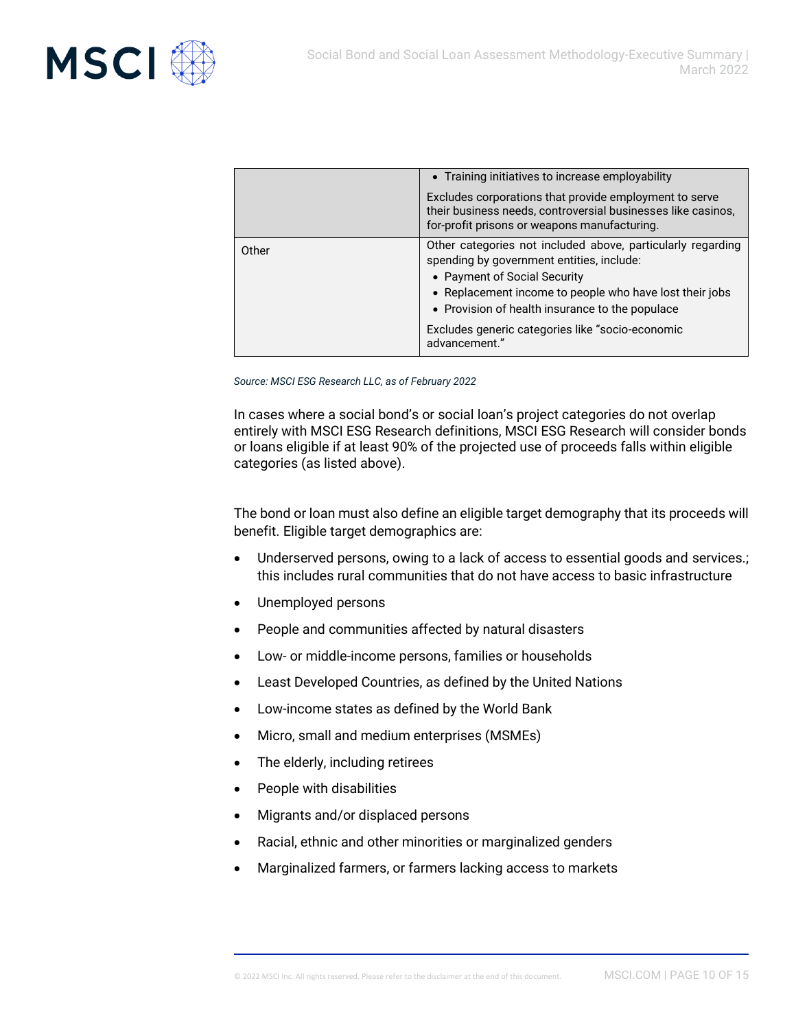| | |
|---|---|
| | • Training initiatives to increase employability<br><br>Excludes corporations that provide employment to serve their business needs, controversial businesses like casinos, for-profit prisons or weapons manufacturing. |
| Other | Other categories not included above, particularly regarding spending by government entities, include:<br>• Payment of Social Security<br>• Replacement income to people who have lost their jobs<br>• Provision of health insurance to the populace<br><br>Excludes generic categories like "socio-economic advancement." |

*Source: MSCI ESG Research LLC, as of February 2022*

In cases where a social bond's or social loan's project categories do not overlap entirely with MSCI ESG Research definitions, MSCI ESG Research will consider bonds or loans eligible if at least 90% of the projected use of proceeds falls within eligible categories (as listed above).

The bond or loan must also define an eligible target demography that its proceeds will benefit. Eligible target demographics are:

- Underserved persons, owing to a lack of access to essential goods and services.; this includes rural communities that do not have access to basic infrastructure
- Unemployed persons
- People and communities affected by natural disasters
- Low- or middle-income persons, families or households
- Least Developed Countries, as defined by the United Nations
- Low-income states as defined by the World Bank
- Micro, small and medium enterprises (MSMEs)
- The elderly, including retirees
- People with disabilities
- Migrants and/or displaced persons
- Racial, ethnic and other minorities or marginalized genders
- Marginalized farmers, or farmers lacking access to markets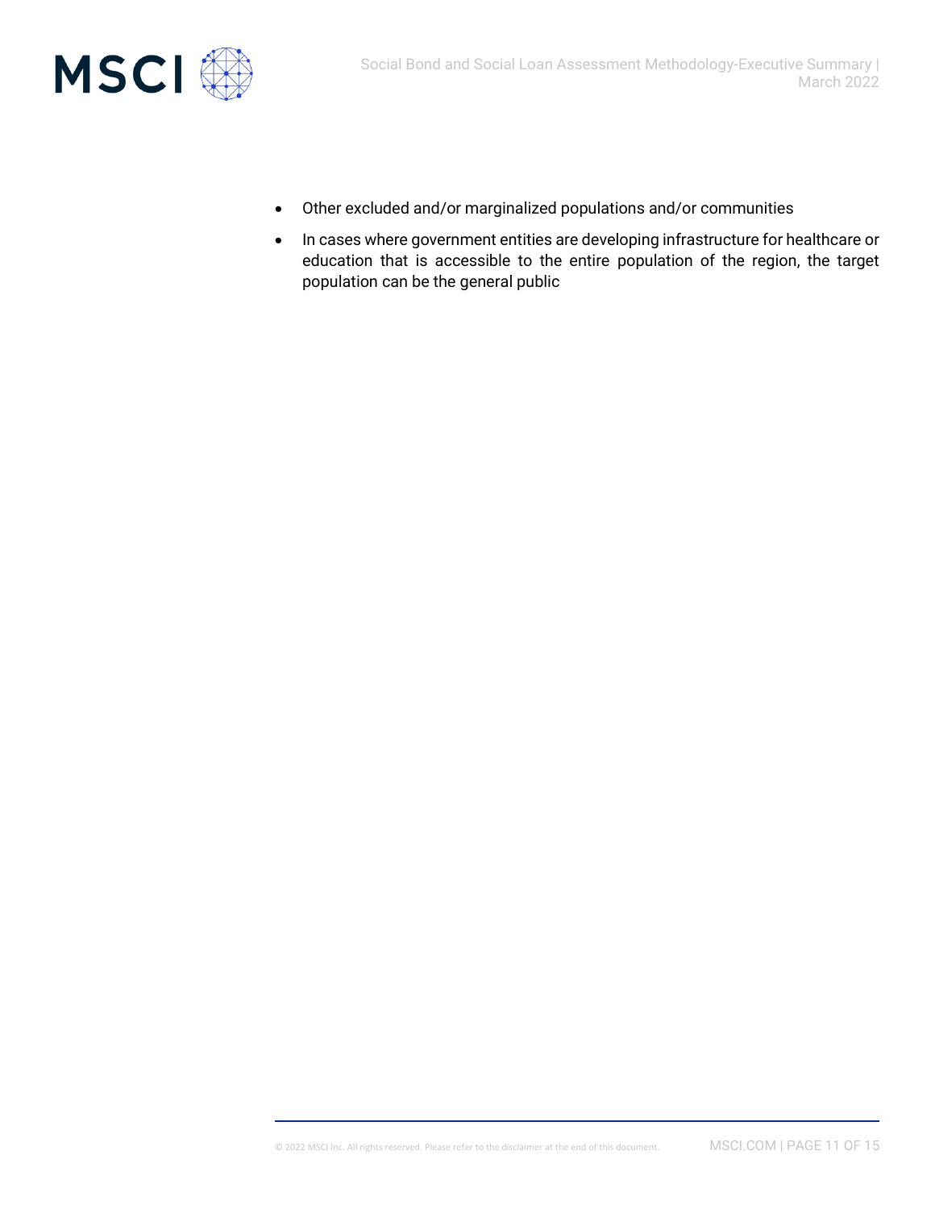- Other excluded and/or marginalized populations and/or communities
- In cases where government entities are developing infrastructure for healthcare or education that is accessible to the entire population of the region, the target population can be the general public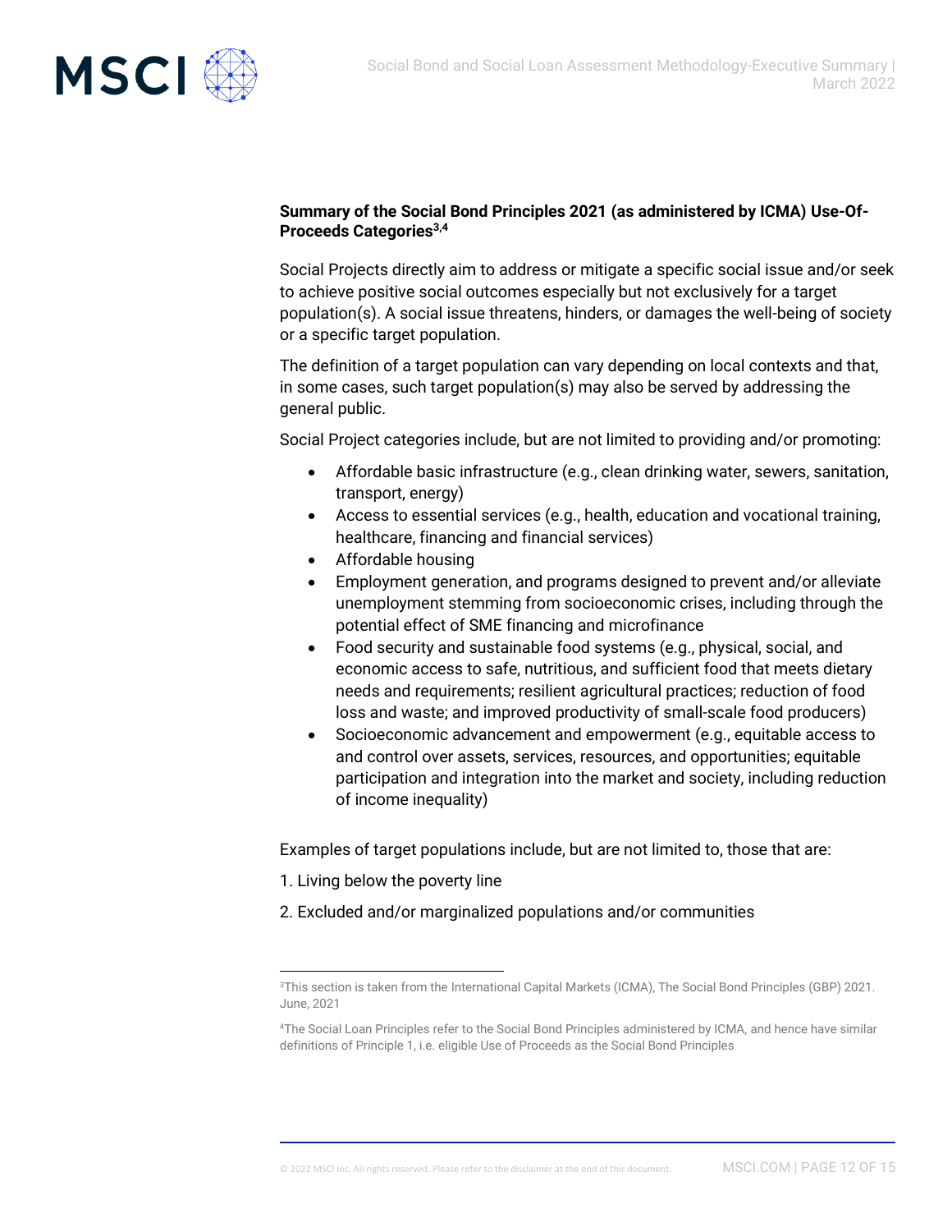**Summary of the Social Bond Principles 2021 (as administered by ICMA) Use-Of-Proceeds Categories[3,4]**

Social Projects directly aim to address or mitigate a specific social issue and/or seek to achieve positive social outcomes especially but not exclusively for a target population(s). A social issue threatens, hinders, or damages the well-being of society or a specific target population.

The definition of a target population can vary depending on local contexts and that, in some cases, such target population(s) may also be served by addressing the general public.

Social Project categories include, but are not limited to providing and/or promoting:

- Affordable basic infrastructure (e.g., clean drinking water, sewers, sanitation, transport, energy)
- Access to essential services (e.g., health, education and vocational training, healthcare, financing and financial services)
- Affordable housing
- Employment generation, and programs designed to prevent and/or alleviate unemployment stemming from socioeconomic crises, including through the potential effect of SME financing and microfinance
- Food security and sustainable food systems (e.g., physical, social, and economic access to safe, nutritious, and sufficient food that meets dietary needs and requirements; resilient agricultural practices; reduction of food loss and waste; and improved productivity of small-scale food producers)
- Socioeconomic advancement and empowerment (e.g., equitable access to and control over assets, services, resources, and opportunities; equitable participation and integration into the market and society, including reduction of income inequality)

Examples of target populations include, but are not limited to, those that are:

1. Living below the poverty line
2. Excluded and/or marginalized populations and/or communities

---

[3] This section is taken from the International Capital Markets (ICMA), The Social Bond Principles (GBP) 2021. June, 2021

[4] The Social Loan Principles refer to the Social Bond Principles administered by ICMA, and hence have similar definitions of Principle 1, i.e. eligible Use of Proceeds as the Social Bond Principles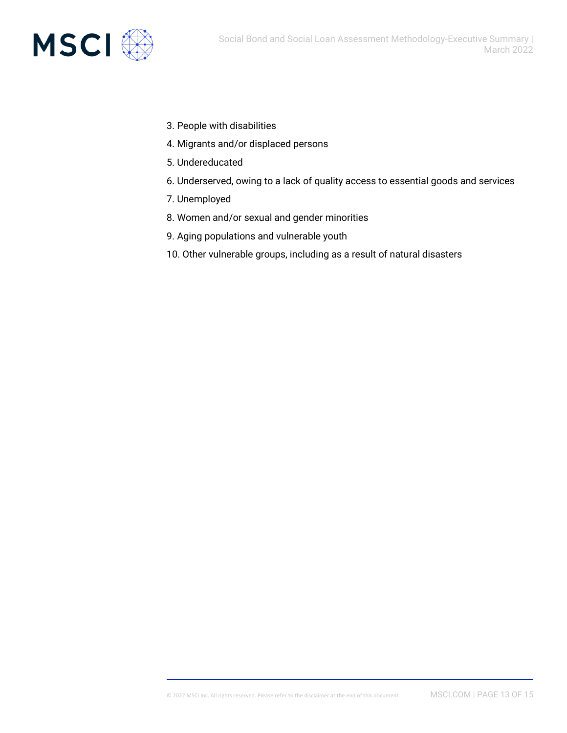3. People with disabilities
4. Migrants and/or displaced persons
5. Undereducated
6. Underserved, owing to a lack of quality access to essential goods and services
7. Unemployed
8. Women and/or sexual and gender minorities
9. Aging populations and vulnerable youth
10. Other vulnerable groups, including as a result of natural disasters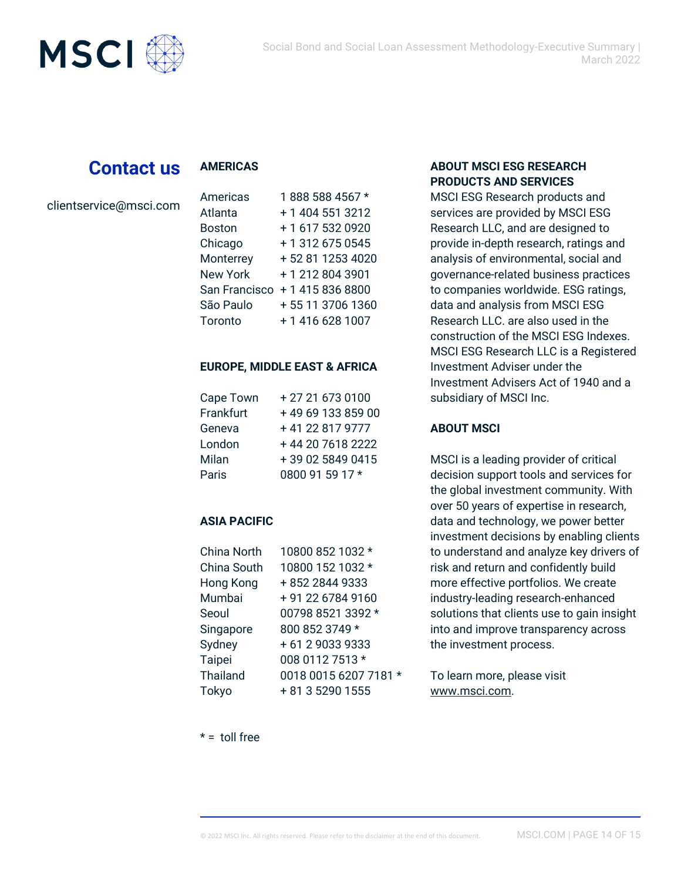## Contact us

clientservice@msci.com

### AMERICAS

| | |
|---|---|
| Americas | 1 888 588 4567 * |
| Atlanta | + 1 404 551 3212 |
| Boston | + 1 617 532 0920 |
| Chicago | + 1 312 675 0545 |
| Monterrey | + 52 81 1253 4020 |
| New York | + 1 212 804 3901 |
| San Francisco | + 1 415 836 8800 |
| São Paulo | + 55 11 3706 1360 |
| Toronto | + 1 416 628 1007 |

### EUROPE, MIDDLE EAST & AFRICA

| | |
|---|---|
| Cape Town | + 27 21 673 0100 |
| Frankfurt | + 49 69 133 859 00 |
| Geneva | + 41 22 817 9777 |
| London | + 44 20 7618 2222 |
| Milan | + 39 02 5849 0415 |
| Paris | 0800 91 59 17 * |

### ASIA PACIFIC

| | |
|---|---|
| China North | 10800 852 1032 * |
| China South | 10800 152 1032 * |
| Hong Kong | + 852 2844 9333 |
| Mumbai | + 91 22 6784 9160 |
| Seoul | 00798 8521 3392 * |
| Singapore | 800 852 3749 * |
| Sydney | + 61 2 9033 9333 |
| Taipei | 008 0112 7513 * |
| Thailand | 0018 0015 6207 7181 * |
| Tokyo | + 81 3 5290 1555 |

* = toll free

### ABOUT MSCI ESG RESEARCH PRODUCTS AND SERVICES

MSCI ESG Research products and services are provided by MSCI ESG Research LLC, and are designed to provide in-depth research, ratings and analysis of environmental, social and governance-related business practices to companies worldwide. ESG ratings, data and analysis from MSCI ESG Research LLC. are also used in the construction of the MSCI ESG Indexes. MSCI ESG Research LLC is a Registered Investment Adviser under the Investment Advisers Act of 1940 and a subsidiary of MSCI Inc.

### ABOUT MSCI

MSCI is a leading provider of critical decision support tools and services for the global investment community. With over 50 years of expertise in research, data and technology, we power better investment decisions by enabling clients to understand and analyze key drivers of risk and return and confidently build more effective portfolios. We create industry-leading research-enhanced solutions that clients use to gain insight into and improve transparency across the investment process.

To learn more, please visit www.msci.com.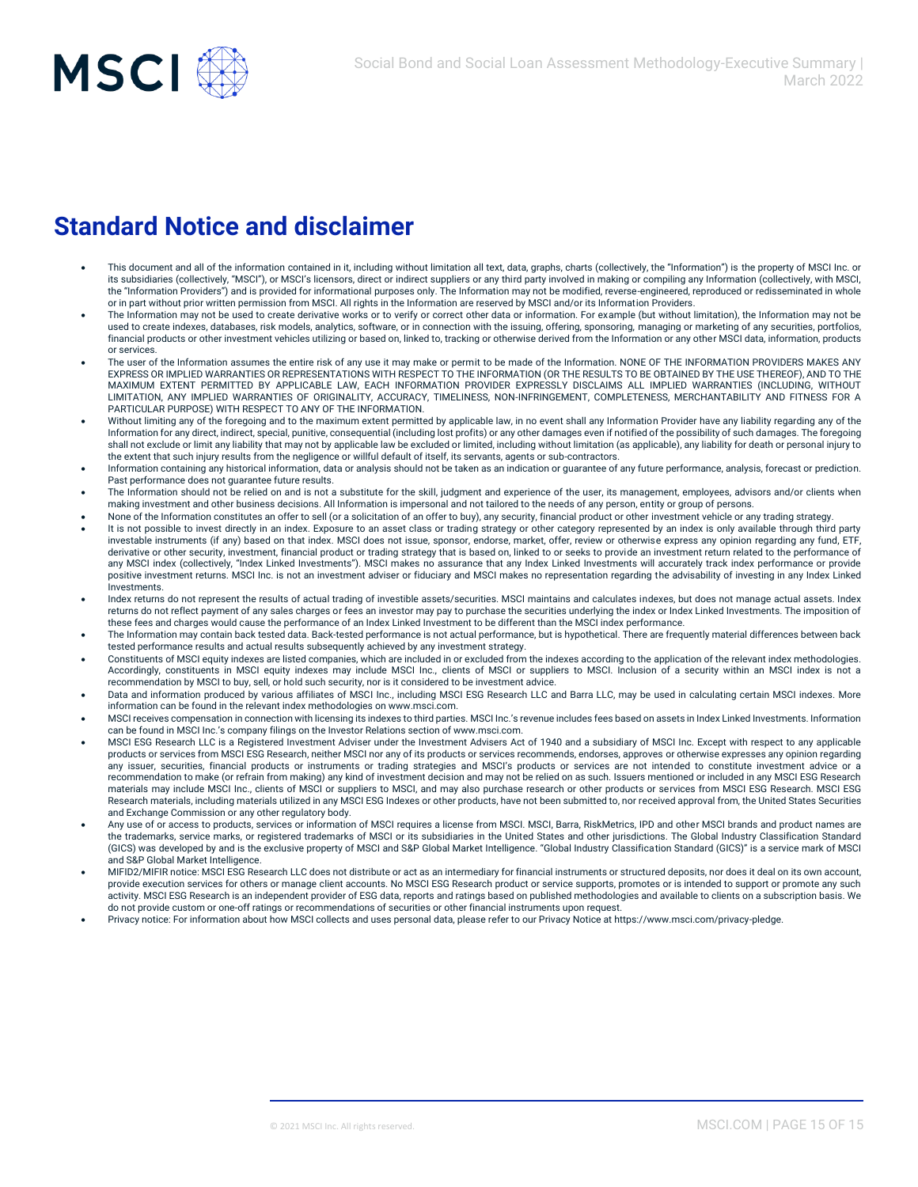## Standard Notice and disclaimer

- This document and all of the information contained in it, including without limitation all text, data, graphs, charts (collectively, the "Information") is the property of MSCI Inc. or its subsidiaries (collectively, "MSCI"), or MSCI's licensors, direct or indirect suppliers or any third party involved in making or compiling any Information (collectively, with MSCI, the "Information Providers") and is provided for informational purposes only. The Information may not be modified, reverse-engineered, reproduced or redisseminated in whole or in part without prior written permission from MSCI. All rights in the Information are reserved by MSCI and/or its Information Providers.
- The Information may not be used to create derivative works or to verify or correct other data or information. For example (but without limitation), the Information may not be used to create indexes, databases, risk models, analytics, software, or in connection with the issuing, offering, sponsoring, managing or marketing of any securities, portfolios, financial products or other investment vehicles utilizing or based on, linked to, tracking or otherwise derived from the Information or any other MSCI data, information, products or services.
- The user of the Information assumes the entire risk of any use it may make or permit to be made of the Information. NONE OF THE INFORMATION PROVIDERS MAKES ANY EXPRESS OR IMPLIED WARRANTIES OR REPRESENTATIONS WITH RESPECT TO THE INFORMATION (OR THE RESULTS TO BE OBTAINED BY THE USE THEREOF), AND TO THE MAXIMUM EXTENT PERMITTED BY APPLICABLE LAW, EACH INFORMATION PROVIDER EXPRESSLY DISCLAIMS ALL IMPLIED WARRANTIES (INCLUDING, WITHOUT LIMITATION, ANY IMPLIED WARRANTIES OF ORIGINALITY, ACCURACY, TIMELINESS, NON-INFRINGEMENT, COMPLETENESS, MERCHANTABILITY AND FITNESS FOR A PARTICULAR PURPOSE) WITH RESPECT TO ANY OF THE INFORMATION.
- Without limiting any of the foregoing and to the maximum extent permitted by applicable law, in no event shall any Information Provider have any liability regarding any of the Information for any direct, indirect, special, punitive, consequential (including lost profits) or any other damages even if notified of the possibility of such damages. The foregoing shall not exclude or limit any liability that may not by applicable law be excluded or limited, including without limitation (as applicable), any liability for death or personal injury to the extent that such injury results from the negligence or willful default of itself, its servants, agents or sub-contractors.
- Information containing any historical information, data or analysis should not be taken as an indication or guarantee of any future performance, analysis, forecast or prediction. Past performance does not guarantee future results.
- The Information should not be relied on and is not a substitute for the skill, judgment and experience of the user, its management, employees, advisors and/or clients when making investment and other business decisions. All Information is impersonal and not tailored to the needs of any person, entity or group of persons.
- None of the Information constitutes an offer to sell (or a solicitation of an offer to buy), any security, financial product or other investment vehicle or any trading strategy.
- It is not possible to invest directly in an index. Exposure to an asset class or trading strategy or other category represented by an index is only available through third party investable instruments (if any) based on that index. MSCI does not issue, sponsor, endorse, market, offer, review or otherwise express any opinion regarding any fund, ETF, derivative or other security, investment, financial product or trading strategy that is based on, linked to or seeks to provide an investment return related to the performance of any MSCI index (collectively, "Index Linked Investments"). MSCI makes no assurance that any Index Linked Investments will accurately track index performance or provide positive investment returns. MSCI Inc. is not an investment adviser or fiduciary and MSCI makes no representation regarding the advisability of investing in any Index Linked Investments.
- Index returns do not represent the results of actual trading of investible assets/securities. MSCI maintains and calculates indexes, but does not manage actual assets. Index returns do not reflect payment of any sales charges or fees an investor may pay to purchase the securities underlying the index or Index Linked Investments. The imposition of these fees and charges would cause the performance of an Index Linked Investment to be different than the MSCI index performance.
- The Information may contain back tested data. Back-tested performance is not actual performance, but is hypothetical. There are frequently material differences between back tested performance results and actual results subsequently achieved by any investment strategy.
- Constituents of MSCI equity indexes are listed companies, which are included in or excluded from the indexes according to the application of the relevant index methodologies. Accordingly, constituents in MSCI equity indexes may include MSCI Inc., clients of MSCI or suppliers to MSCI. Inclusion of a security within an MSCI index is not a recommendation by MSCI to buy, sell, or hold such security, nor is it considered to be investment advice.
- Data and information produced by various affiliates of MSCI Inc., including MSCI ESG Research LLC and Barra LLC, may be used in calculating certain MSCI indexes. More information can be found in the relevant index methodologies on www.msci.com.
- MSCI receives compensation in connection with licensing its indexes to third parties. MSCI Inc.'s revenue includes fees based on assets in Index Linked Investments. Information can be found in MSCI Inc.'s company filings on the Investor Relations section of www.msci.com.
- MSCI ESG Research LLC is a Registered Investment Adviser under the Investment Advisers Act of 1940 and a subsidiary of MSCI Inc. Except with respect to any applicable products or services from MSCI ESG Research, neither MSCI nor any of its products or services recommends, endorses, approves or otherwise expresses any opinion regarding any issuer, securities, financial products or instruments or trading strategies and MSCI's products or services are not intended to constitute investment advice or a recommendation to make (or refrain from making) any kind of investment decision and may not be relied on as such. Issuers mentioned or included in any MSCI ESG Research materials may include MSCI Inc., clients of MSCI or suppliers to MSCI, and may also purchase research or other products or services from MSCI ESG Research. MSCI ESG Research materials, including materials utilized in any MSCI ESG Indexes or other products, have not been submitted to, nor received approval from, the United States Securities and Exchange Commission or any other regulatory body.
- Any use of or access to products, services or information of MSCI requires a license from MSCI. MSCI, Barra, RiskMetrics, IPD and other MSCI brands and product names are the trademarks, service marks, or registered trademarks of MSCI or its subsidiaries in the United States and other jurisdictions. The Global Industry Classification Standard (GICS) was developed by and is the exclusive property of MSCI and S&P Global Market Intelligence. "Global Industry Classification Standard (GICS)" is a service mark of MSCI and S&P Global Market Intelligence.
- MIFID2/MIFIR notice: MSCI ESG Research LLC does not distribute or act as an intermediary for financial instruments or structured deposits, nor does it deal on its own account, provide execution services for others or manage client accounts. No MSCI ESG Research product or service supports, promotes or is intended to support or promote any such activity. MSCI ESG Research is an independent provider of ESG data, reports and ratings based on published methodologies and available to clients on a subscription basis. We do not provide custom or one-off ratings or recommendations of securities or other financial instruments upon request.
- Privacy notice: For information about how MSCI collects and uses personal data, please refer to our Privacy Notice at https://www.msci.com/privacy-pledge.